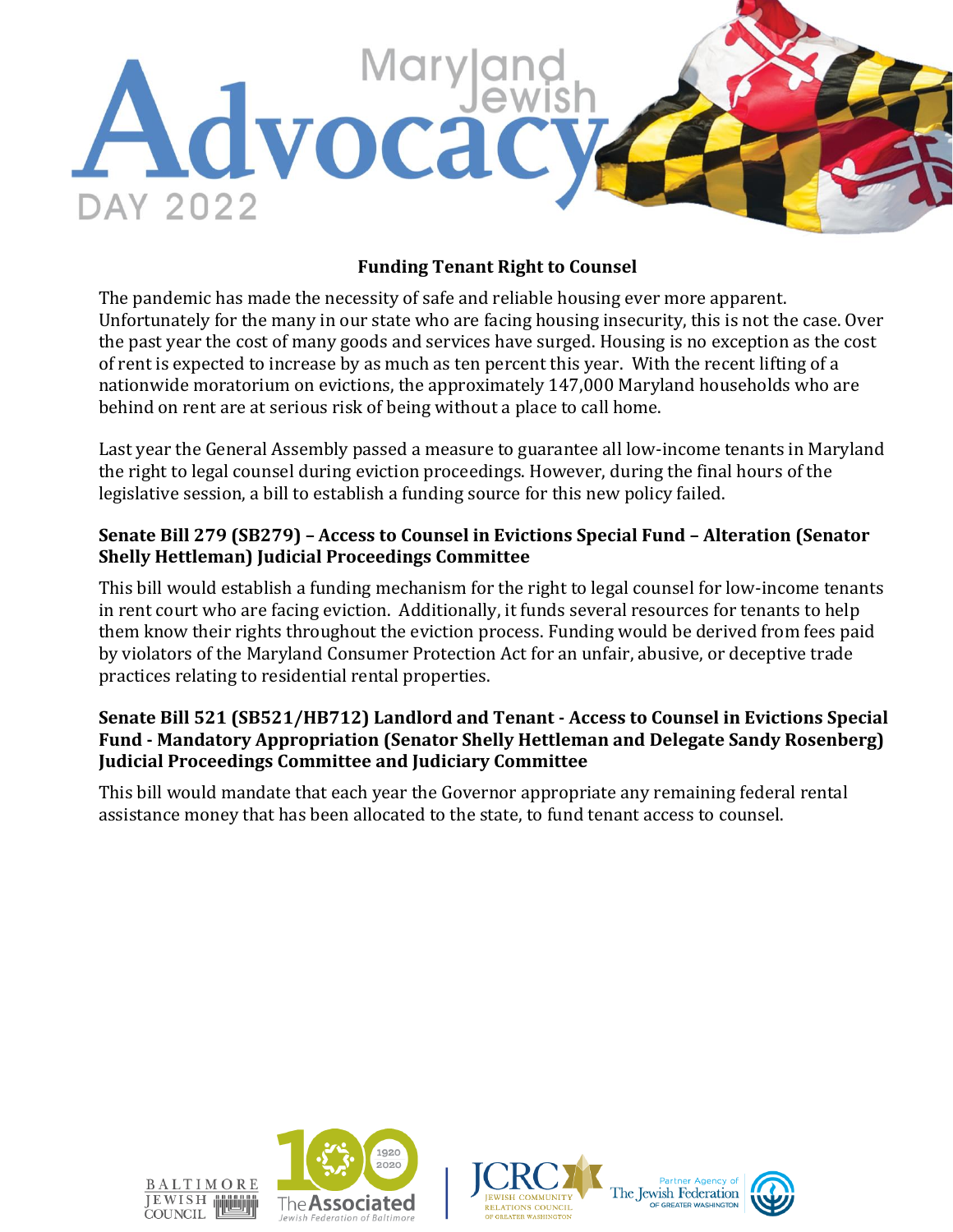# Maryland Jewish Advocacy DAY 2022

## Funding Tenant Right to Counsel

The pandemic has made the necessity of safe and reliable housing ever more apparent. Unfortunately for the many in our state who are facing housing insecurity, this is not the case. Over the past year the cost of many goods and services have surged. Housing is no exception as the cost of rent is expected to increase by as much as ten percent this year. With the recent lifting of a nationwide moratorium on evictions, the approximately 147,000 Maryland households who are behind on rent are at serious risk of being without a place to call home.

Last year the General Assembly passed a measure to guarantee all low-income tenants in Maryland the right to legal counsel during eviction proceedings. However, during the final hours of the legislative session, a bill to establish a funding source for this new policy failed.

### Senate Bill 279 (SB279) – Access to Counsel in Evictions Special Fund – Alteration (Senator Shelly Hettleman) Judicial Proceedings Committee

This bill would establish a funding mechanism for the right to legal counsel for low-income tenants in rent court who are facing eviction. Additionally, it funds several resources for tenants to help them know their rights throughout the eviction process. Funding would be derived from fees paid by violators of the Maryland Consumer Protection Act for an unfair, abusive, or deceptive trade practices relating to residential rental properties.

### Senate Bill 521 (SB521/HB712) Landlord and Tenant - Access to Counsel in Evictions Special Fund - Mandatory Appropriation (Senator Shelly Hettleman and Delegate Sandy Rosenberg) Judicial Proceedings Committee and Judiciary Committee

This bill would mandate that each year the Governor appropriate any remaining federal rental assistance money that has been allocated to the state, to fund tenant access to counsel.

Baltimore Jewish Council | The Associated Jewish Federation of Baltimore | JCRC Jewish Community Relations Council of Greater Washington | Partner Agency of The Jewish Federation of Greater Washington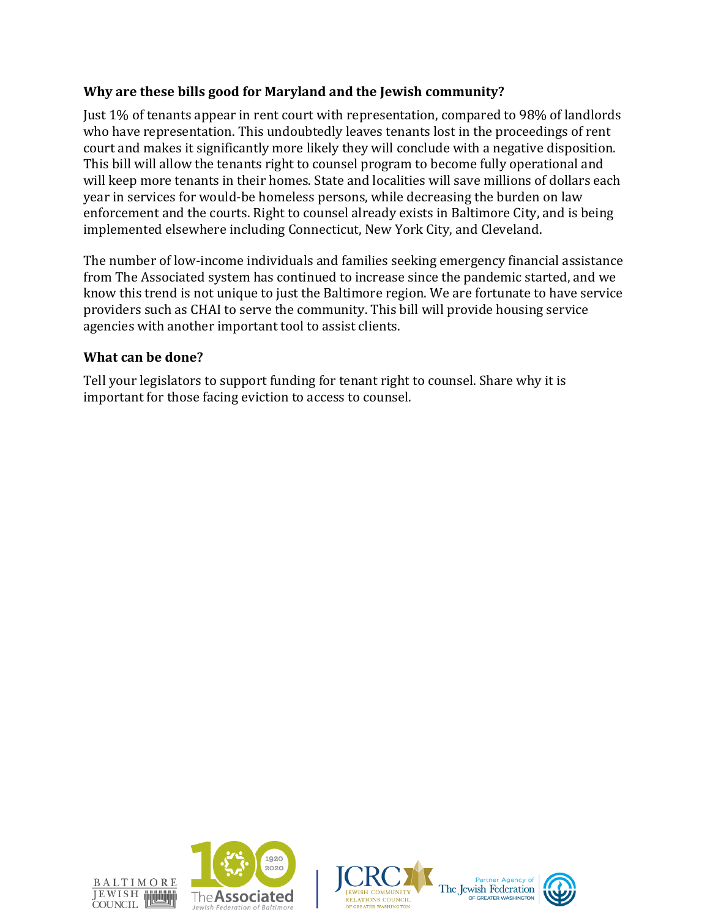**Why are these bills good for Maryland and the Jewish community?**

Just 1% of tenants appear in rent court with representation, compared to 98% of landlords who have representation. This undoubtedly leaves tenants lost in the proceedings of rent court and makes it significantly more likely they will conclude with a negative disposition. This bill will allow the tenants right to counsel program to become fully operational and will keep more tenants in their homes. State and localities will save millions of dollars each year in services for would-be homeless persons, while decreasing the burden on law enforcement and the courts. Right to counsel already exists in Baltimore City, and is being implemented elsewhere including Connecticut, New York City, and Cleveland.

The number of low-income individuals and families seeking emergency financial assistance from The Associated system has continued to increase since the pandemic started, and we know this trend is not unique to just the Baltimore region. We are fortunate to have service providers such as CHAI to serve the community. This bill will provide housing service agencies with another important tool to assist clients.

**What can be done?**

Tell your legislators to support funding for tenant right to counsel. Share why it is important for those facing eviction to access to counsel.